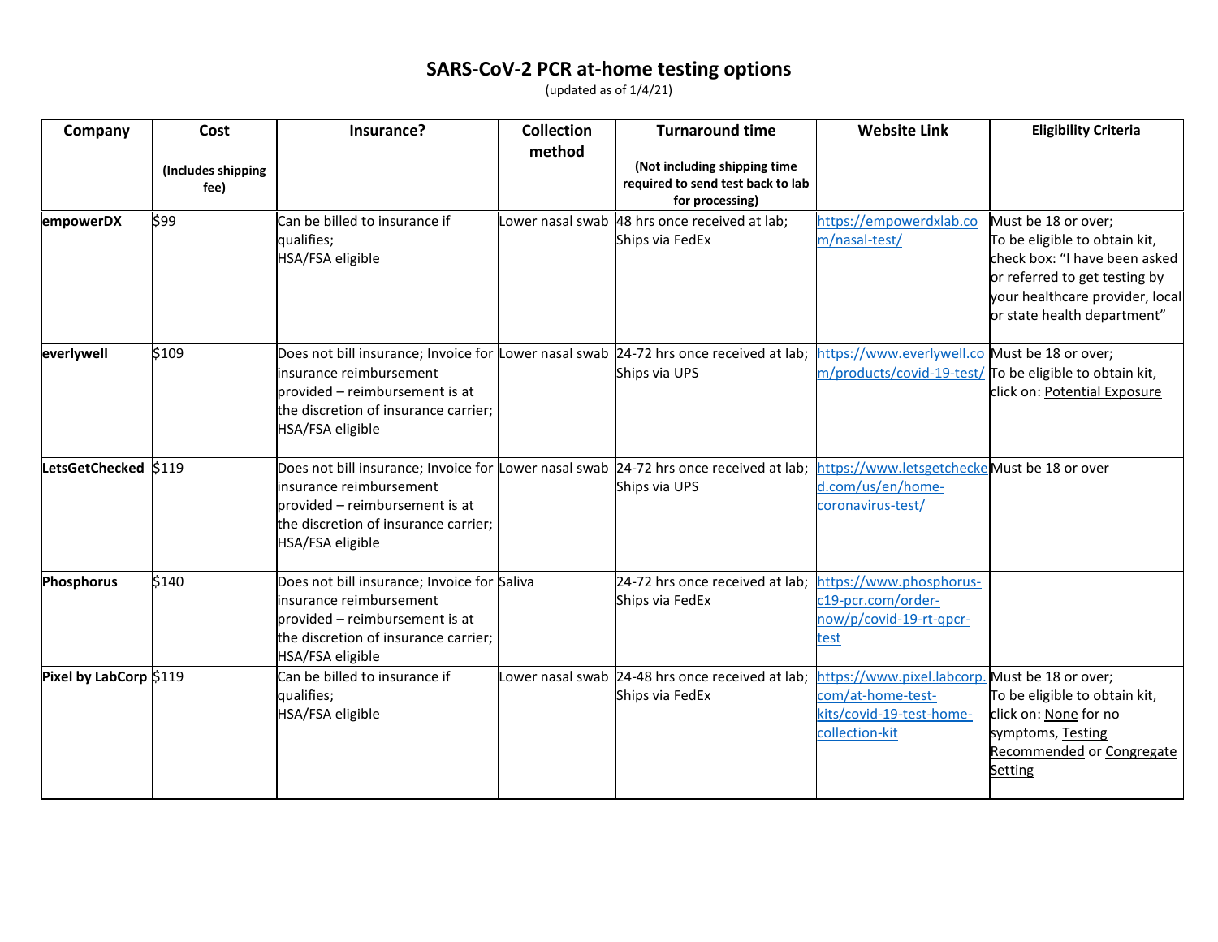# SARS-CoV-2 PCR at-home testing options

(updated as of 1/4/21)

| Company | Cost<br><br>(Includes shipping fee) | Insurance? | Collection method | Turnaround time<br><br>(Not including shipping time required to send test back to lab for processing) | Website Link | Eligibility Criteria |
|---|---|---|---|---|---|---|
| **empowerDX** | $99 | Can be billed to insurance if qualifies;<br>HSA/FSA eligible | Lower nasal swab | 48 hrs once received at lab;<br>Ships via FedEx | https://empowerdxlab.com/nasal-test/ | Must be 18 or over;<br>To be eligible to obtain kit, check box: "I have been asked or referred to get testing by your healthcare provider, local or state health department" |
| **everlywell** | $109 | Does not bill insurance; Invoice for insurance reimbursement provided – reimbursement is at the discretion of insurance carrier;<br>HSA/FSA eligible | Lower nasal swab | 24-72 hrs once received at lab;<br>Ships via UPS | https://www.everlywell.com/products/covid-19-test/ | Must be 18 or over;<br>To be eligible to obtain kit, click on: Potential Exposure |
| **LetsGetChecked** | $119 | Does not bill insurance; Invoice for insurance reimbursement provided – reimbursement is at the discretion of insurance carrier;<br>HSA/FSA eligible | Lower nasal swab | 24-72 hrs once received at lab;<br>Ships via UPS | https://www.letsgetchecked.com/us/en/home-coronavirus-test/ | Must be 18 or over |
| **Phosphorus** | $140 | Does not bill insurance; Invoice for insurance reimbursement provided – reimbursement is at the discretion of insurance carrier;<br>HSA/FSA eligible | Saliva | 24-72 hrs once received at lab;<br>Ships via FedEx | https://www.phosphorus-c19-pcr.com/order-now/p/covid-19-rt-qpcr-test | |
| **Pixel by LabCorp** | $119 | Can be billed to insurance if qualifies;<br>HSA/FSA eligible | Lower nasal swab | 24-48 hrs once received at lab;<br>Ships via FedEx | https://www.pixel.labcorp.com/at-home-test-kits/covid-19-test-home-collection-kit | Must be 18 or over;<br>To be eligible to obtain kit, click on: None for no symptoms, Testing Recommended or Congregate Setting |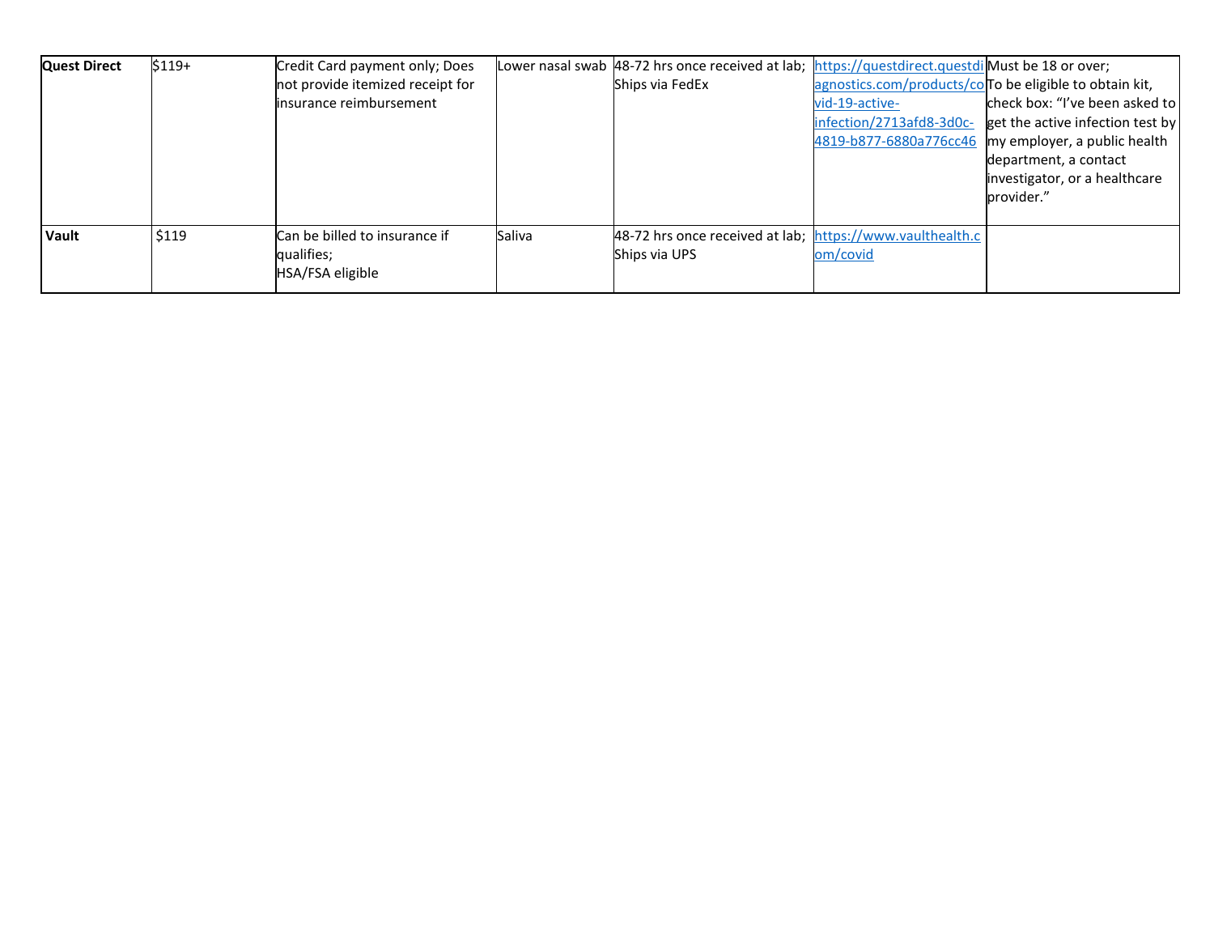| | | | | | | |
|---|---|---|---|---|---|---|
| **Quest Direct** | $119+ | Credit Card payment only; Does not provide itemized receipt for insurance reimbursement | Lower nasal swab | 48-72 hrs once received at lab; Ships via FedEx | https://questdirect.questdiagnostics.com/products/covid-19-active-infection/2713afd8-3d0c-4819-b877-6880a776cc46 | Must be 18 or over; To be eligible to obtain kit, check box: "I've been asked to get the active infection test by my employer, a public health department, a contact investigator, or a healthcare provider." |
| **Vault** | $119 | Can be billed to insurance if qualifies; HSA/FSA eligible | Saliva | 48-72 hrs once received at lab; Ships via UPS | https://www.vaulthealth.com/covid | |